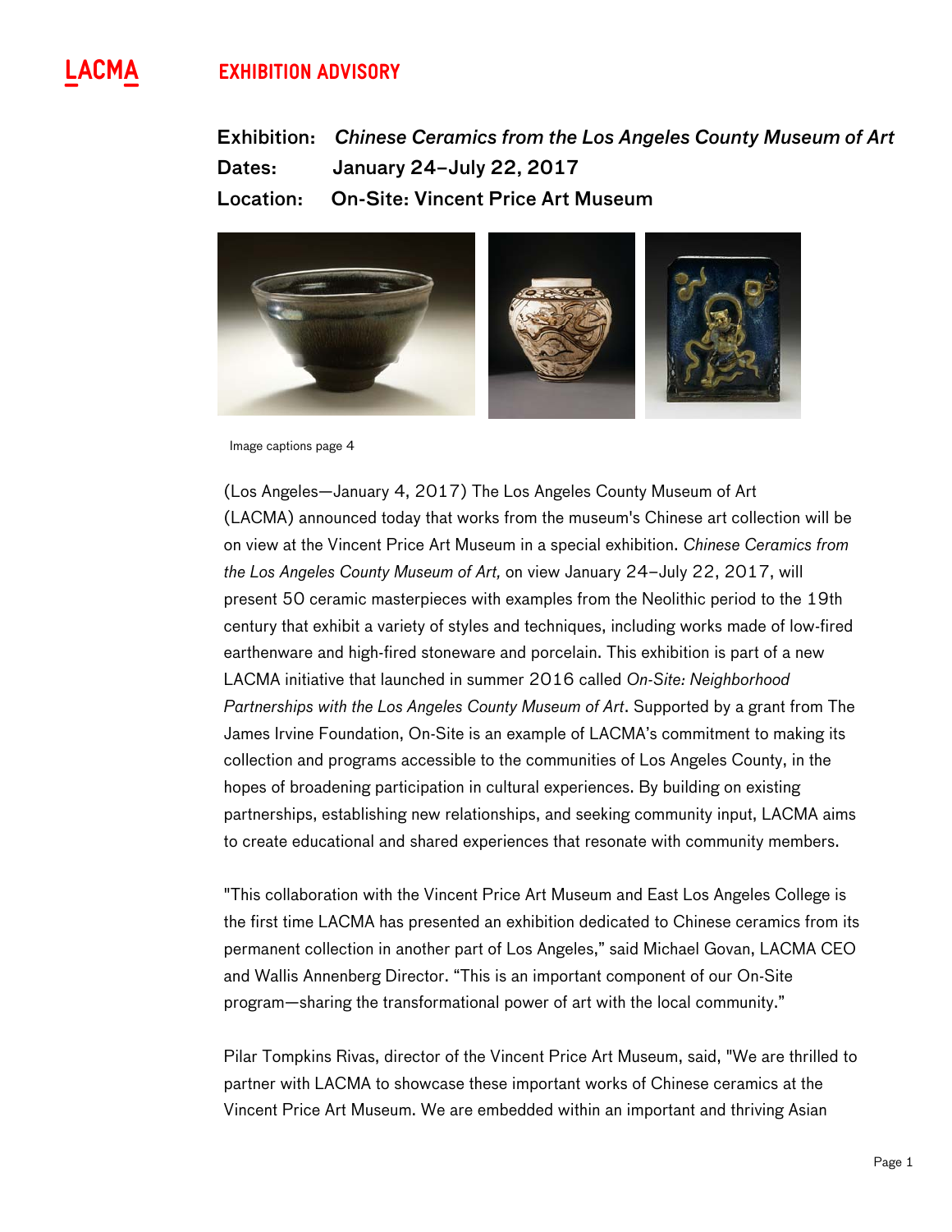LACMA

**EXHIBITION ADVISORY**

**Exhibition:** ***Chinese Ceramics from the Los Angeles County Museum of Art***
**Dates:** **January 24–July 22, 2017**
**Location:** **On-Site: Vincent Price Art Museum**

Image captions page 4

(Los Angeles—January 4, 2017) The Los Angeles County Museum of Art (LACMA) announced today that works from the museum's Chinese art collection will be on view at the Vincent Price Art Museum in a special exhibition. *Chinese Ceramics from the Los Angeles County Museum of Art,* on view January 24–July 22, 2017, will present 50 ceramic masterpieces with examples from the Neolithic period to the 19th century that exhibit a variety of styles and techniques, including works made of low-fired earthenware and high-fired stoneware and porcelain. This exhibition is part of a new LACMA initiative that launched in summer 2016 called *On-Site: Neighborhood Partnerships with the Los Angeles County Museum of Art*. Supported by a grant from The James Irvine Foundation, On-Site is an example of LACMA's commitment to making its collection and programs accessible to the communities of Los Angeles County, in the hopes of broadening participation in cultural experiences. By building on existing partnerships, establishing new relationships, and seeking community input, LACMA aims to create educational and shared experiences that resonate with community members.

"This collaboration with the Vincent Price Art Museum and East Los Angeles College is the first time LACMA has presented an exhibition dedicated to Chinese ceramics from its permanent collection in another part of Los Angeles," said Michael Govan, LACMA CEO and Wallis Annenberg Director. "This is an important component of our On-Site program—sharing the transformational power of art with the local community."

Pilar Tompkins Rivas, director of the Vincent Price Art Museum, said, "We are thrilled to partner with LACMA to showcase these important works of Chinese ceramics at the Vincent Price Art Museum. We are embedded within an important and thriving Asian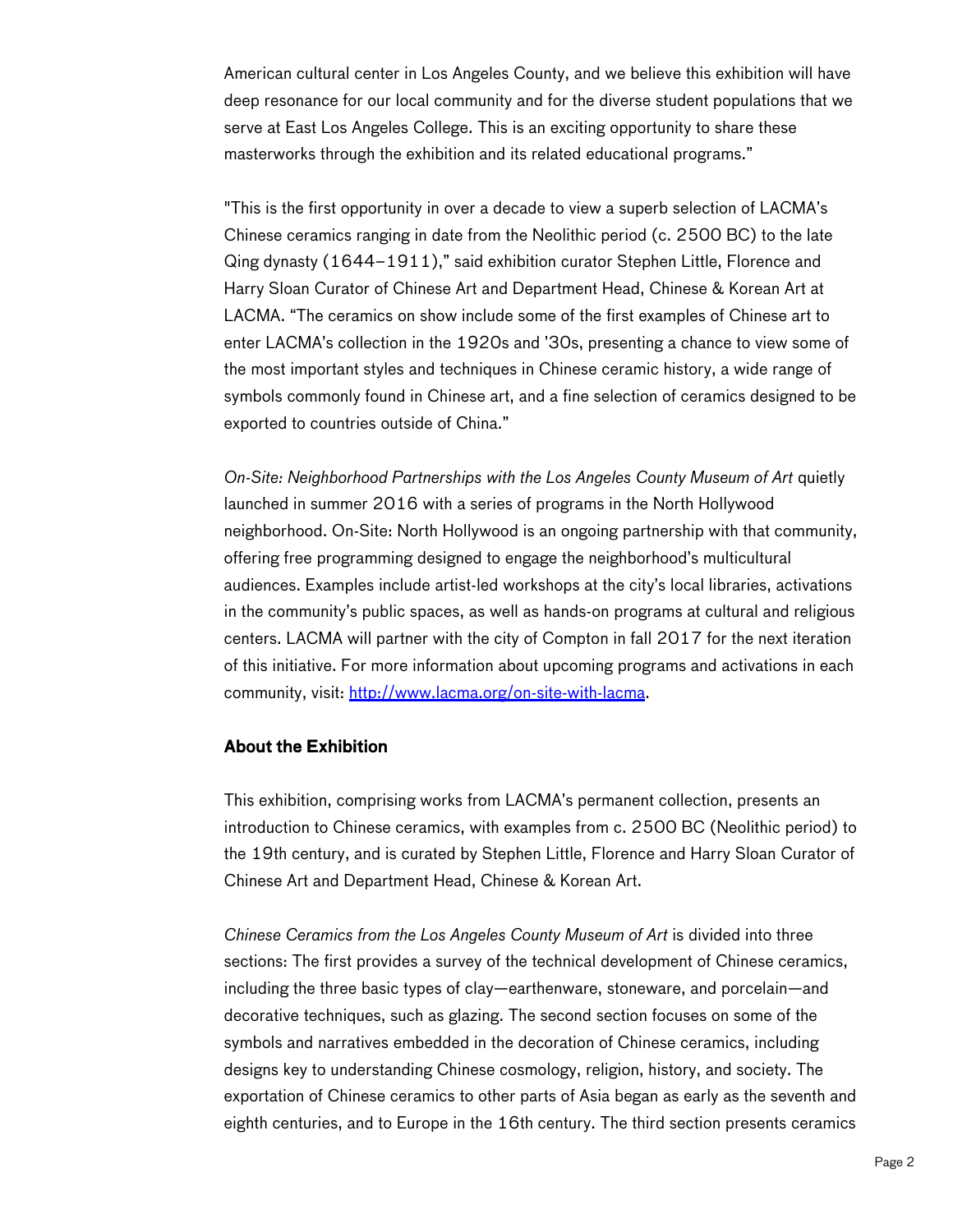American cultural center in Los Angeles County, and we believe this exhibition will have deep resonance for our local community and for the diverse student populations that we serve at East Los Angeles College. This is an exciting opportunity to share these masterworks through the exhibition and its related educational programs."

"This is the first opportunity in over a decade to view a superb selection of LACMA's Chinese ceramics ranging in date from the Neolithic period (c. 2500 BC) to the late Qing dynasty (1644–1911)," said exhibition curator Stephen Little, Florence and Harry Sloan Curator of Chinese Art and Department Head, Chinese & Korean Art at LACMA. "The ceramics on show include some of the first examples of Chinese art to enter LACMA's collection in the 1920s and '30s, presenting a chance to view some of the most important styles and techniques in Chinese ceramic history, a wide range of symbols commonly found in Chinese art, and a fine selection of ceramics designed to be exported to countries outside of China."

*On-Site: Neighborhood Partnerships with the Los Angeles County Museum of Art* quietly launched in summer 2016 with a series of programs in the North Hollywood neighborhood. On-Site: North Hollywood is an ongoing partnership with that community, offering free programming designed to engage the neighborhood's multicultural audiences. Examples include artist-led workshops at the city's local libraries, activations in the community's public spaces, as well as hands-on programs at cultural and religious centers. LACMA will partner with the city of Compton in fall 2017 for the next iteration of this initiative. For more information about upcoming programs and activations in each community, visit: [http://www.lacma.org/on-site-with-lacma](http://www.lacma.org/on-site-with-lacma).

## About the Exhibition

This exhibition, comprising works from LACMA's permanent collection, presents an introduction to Chinese ceramics, with examples from c. 2500 BC (Neolithic period) to the 19th century, and is curated by Stephen Little, Florence and Harry Sloan Curator of Chinese Art and Department Head, Chinese & Korean Art.

*Chinese Ceramics from the Los Angeles County Museum of Art* is divided into three sections: The first provides a survey of the technical development of Chinese ceramics, including the three basic types of clay—earthenware, stoneware, and porcelain—and decorative techniques, such as glazing. The second section focuses on some of the symbols and narratives embedded in the decoration of Chinese ceramics, including designs key to understanding Chinese cosmology, religion, history, and society. The exportation of Chinese ceramics to other parts of Asia began as early as the seventh and eighth centuries, and to Europe in the 16th century. The third section presents ceramics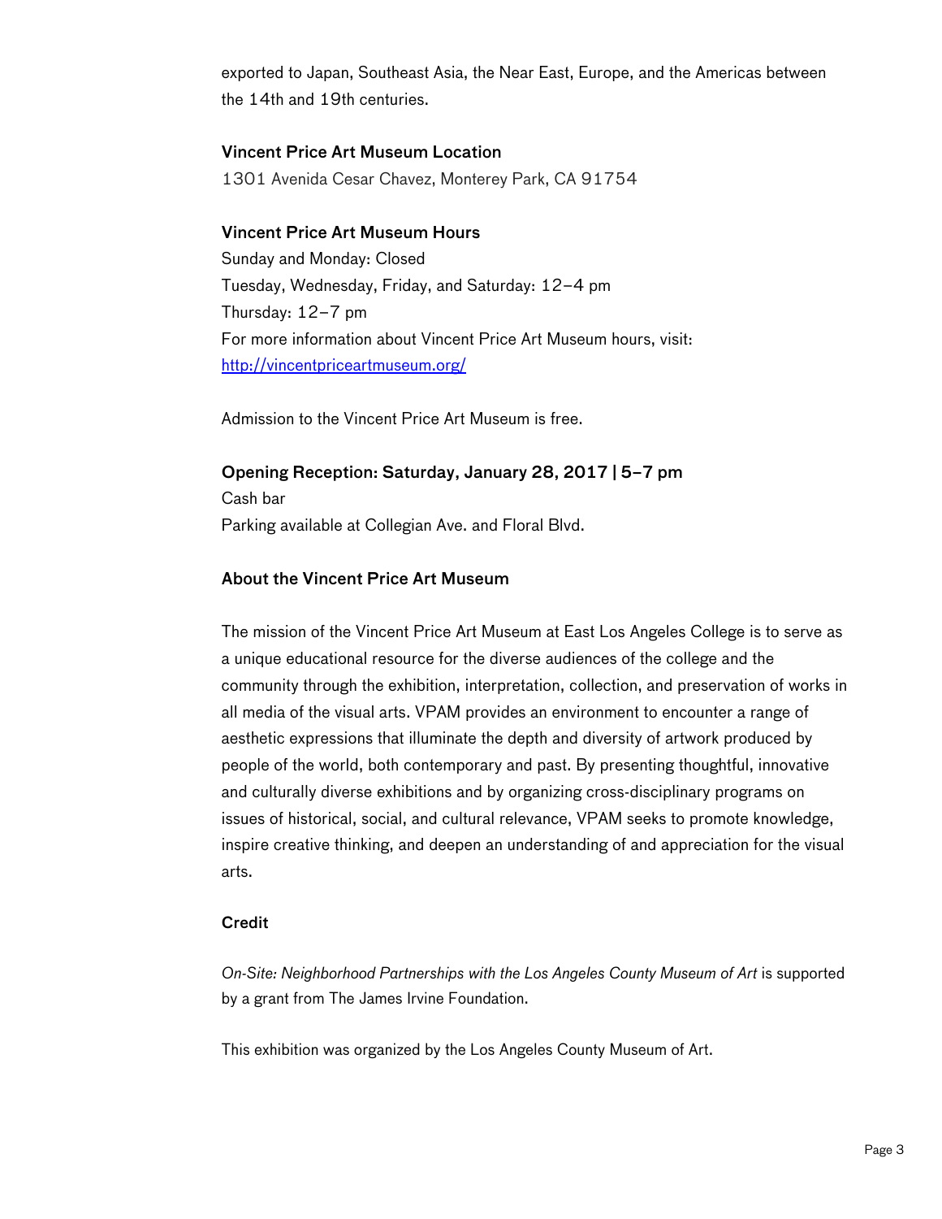exported to Japan, Southeast Asia, the Near East, Europe, and the Americas between the 14th and 19th centuries.

### Vincent Price Art Museum Location

1301 Avenida Cesar Chavez, Monterey Park, CA 91754

### Vincent Price Art Museum Hours

Sunday and Monday: Closed
Tuesday, Wednesday, Friday, and Saturday: 12–4 pm
Thursday: 12–7 pm
For more information about Vincent Price Art Museum hours, visit:
[http://vincentpriceartmuseum.org/](http://vincentpriceartmuseum.org/)

Admission to the Vincent Price Art Museum is free.

### Opening Reception: Saturday, January 28, 2017 | 5–7 pm

Cash bar
Parking available at Collegian Ave. and Floral Blvd.

### About the Vincent Price Art Museum

The mission of the Vincent Price Art Museum at East Los Angeles College is to serve as a unique educational resource for the diverse audiences of the college and the community through the exhibition, interpretation, collection, and preservation of works in all media of the visual arts. VPAM provides an environment to encounter a range of aesthetic expressions that illuminate the depth and diversity of artwork produced by people of the world, both contemporary and past. By presenting thoughtful, innovative and culturally diverse exhibitions and by organizing cross-disciplinary programs on issues of historical, social, and cultural relevance, VPAM seeks to promote knowledge, inspire creative thinking, and deepen an understanding of and appreciation for the visual arts.

### Credit

*On-Site: Neighborhood Partnerships with the Los Angeles County Museum of Art* is supported by a grant from The James Irvine Foundation.

This exhibition was organized by the Los Angeles County Museum of Art.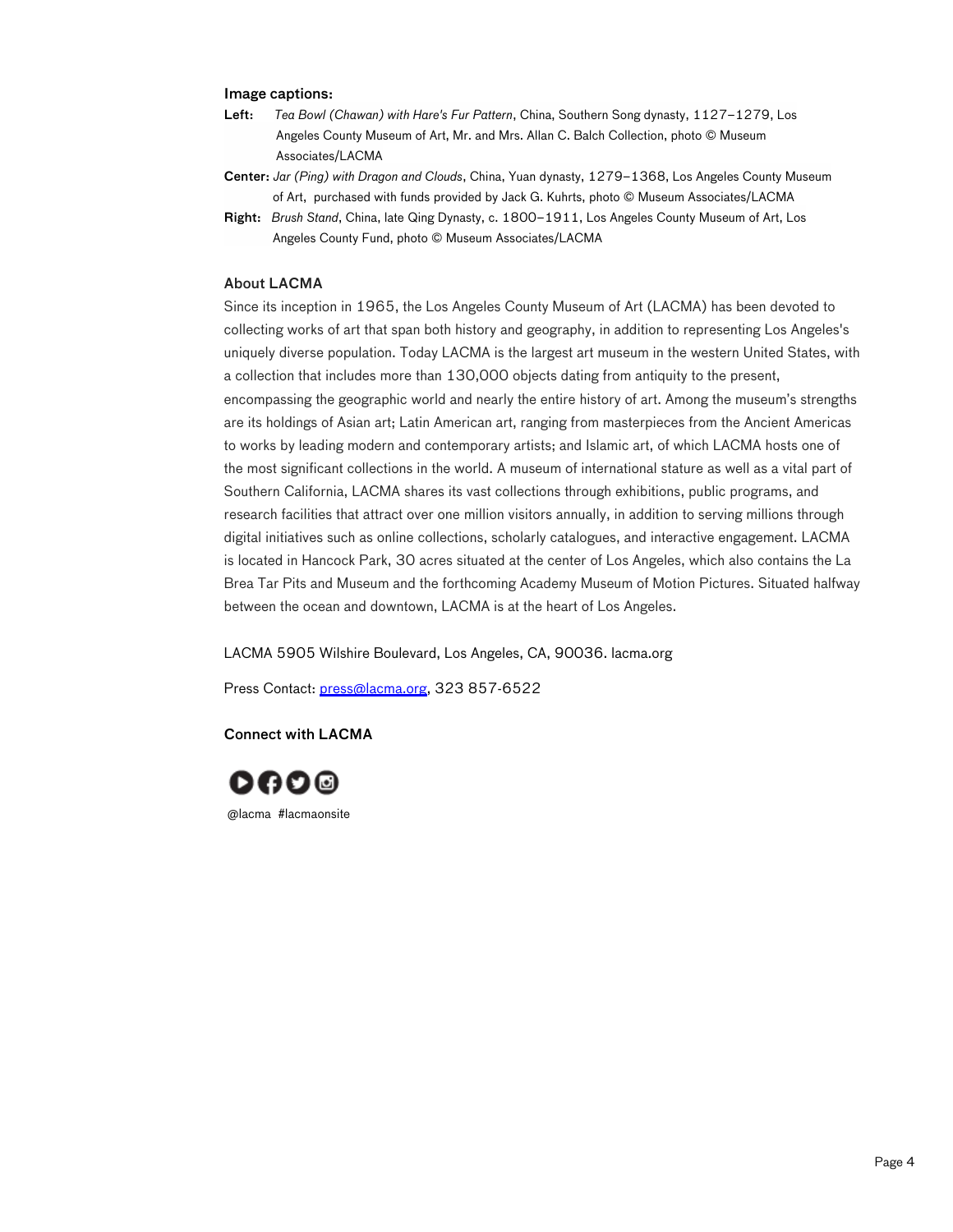**Image captions:**

**Left:** *Tea Bowl (Chawan) with Hare's Fur Pattern*, China, Southern Song dynasty, 1127–1279, Los Angeles County Museum of Art, Mr. and Mrs. Allan C. Balch Collection, photo © Museum Associates/LACMA

**Center:** *Jar (Ping) with Dragon and Clouds*, China, Yuan dynasty, 1279–1368, Los Angeles County Museum of Art, purchased with funds provided by Jack G. Kuhrts, photo © Museum Associates/LACMA

**Right:** *Brush Stand*, China, late Qing Dynasty, c. 1800–1911, Los Angeles County Museum of Art, Los Angeles County Fund, photo © Museum Associates/LACMA

## About LACMA

Since its inception in 1965, the Los Angeles County Museum of Art (LACMA) has been devoted to collecting works of art that span both history and geography, in addition to representing Los Angeles's uniquely diverse population. Today LACMA is the largest art museum in the western United States, with a collection that includes more than 130,000 objects dating from antiquity to the present, encompassing the geographic world and nearly the entire history of art. Among the museum's strengths are its holdings of Asian art; Latin American art, ranging from masterpieces from the Ancient Americas to works by leading modern and contemporary artists; and Islamic art, of which LACMA hosts one of the most significant collections in the world. A museum of international stature as well as a vital part of Southern California, LACMA shares its vast collections through exhibitions, public programs, and research facilities that attract over one million visitors annually, in addition to serving millions through digital initiatives such as online collections, scholarly catalogues, and interactive engagement. LACMA is located in Hancock Park, 30 acres situated at the center of Los Angeles, which also contains the La Brea Tar Pits and Museum and the forthcoming Academy Museum of Motion Pictures. Situated halfway between the ocean and downtown, LACMA is at the heart of Los Angeles.

LACMA 5905 Wilshire Boulevard, Los Angeles, CA, 90036. lacma.org

Press Contact: press@lacma.org, 323 857-6522

## Connect with LACMA

@lacma #lacmaonsite